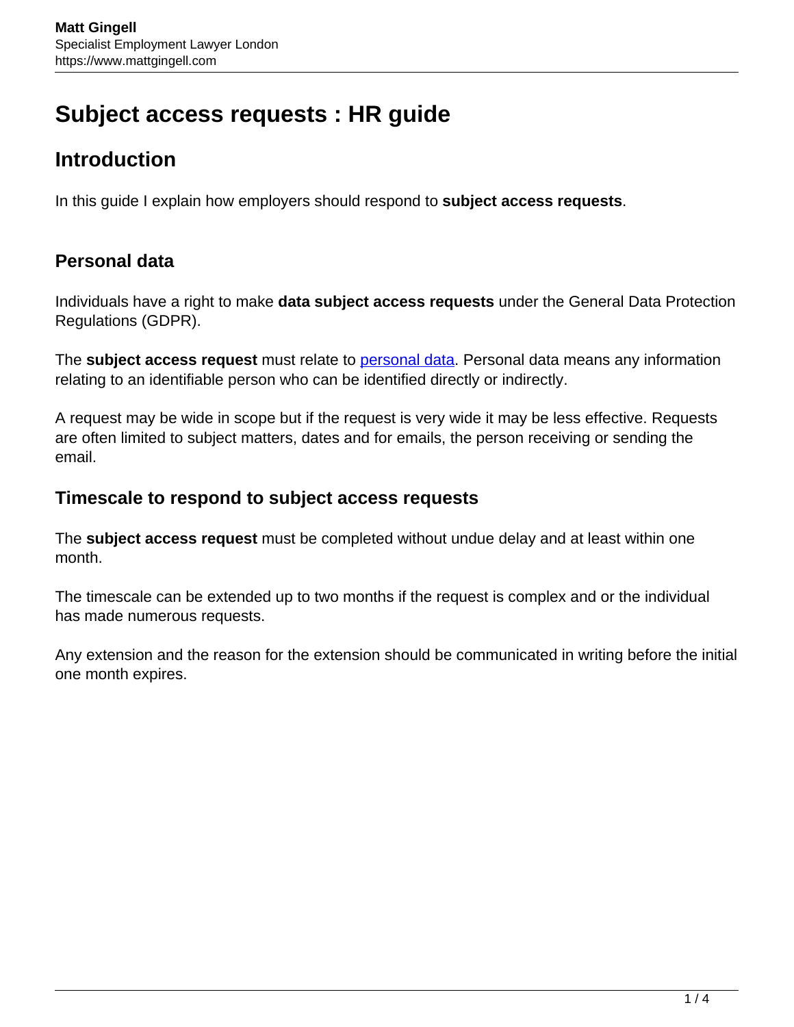# Subject access requests : HR guide

## Introduction

In this guide I explain how employers should respond to **subject access requests**.

### Personal data

Individuals have a right to make **data subject access requests** under the General Data Protection Regulations (GDPR).

The **subject access request** must relate to [personal data](). Personal data means any information relating to an identifiable person who can be identified directly or indirectly.

A request may be wide in scope but if the request is very wide it may be less effective. Requests are often limited to subject matters, dates and for emails, the person receiving or sending the email.

### Timescale to respond to subject access requests

The **subject access request** must be completed without undue delay and at least within one month.

The timescale can be extended up to two months if the request is complex and or the individual has made numerous requests.

Any extension and the reason for the extension should be communicated in writing before the initial one month expires.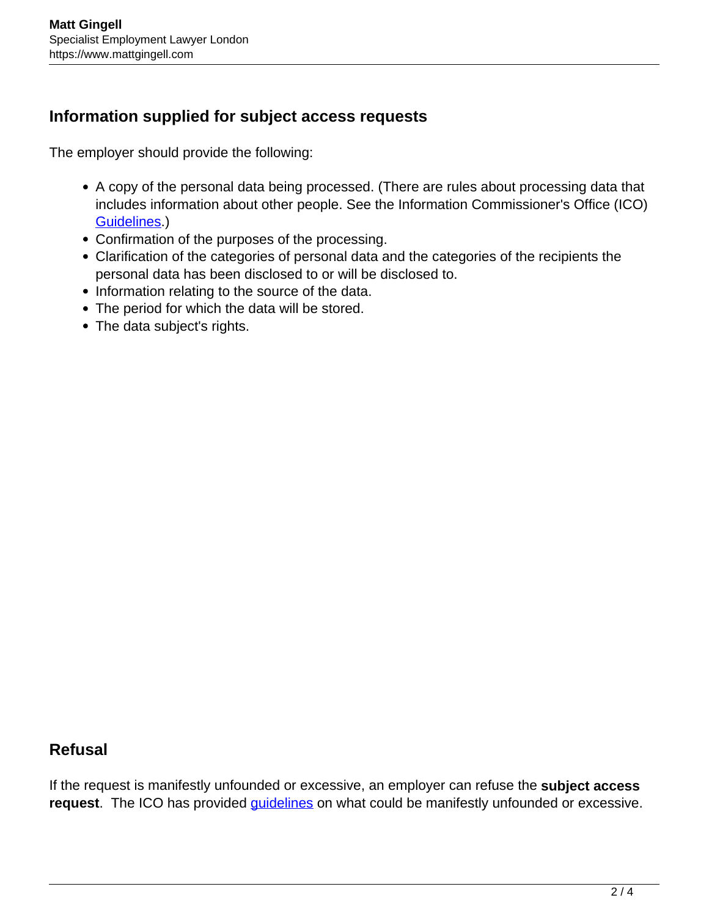## Information supplied for subject access requests

The employer should provide the following:

- A copy of the personal data being processed. (There are rules about processing data that includes information about other people. See the Information Commissioner's Office (ICO) Guidelines.)
- Confirmation of the purposes of the processing.
- Clarification of the categories of personal data and the categories of the recipients the personal data has been disclosed to or will be disclosed to.
- Information relating to the source of the data.
- The period for which the data will be stored.
- The data subject's rights.

## Refusal

If the request is manifestly unfounded or excessive, an employer can refuse the **subject access request**. The ICO has provided guidelines on what could be manifestly unfounded or excessive.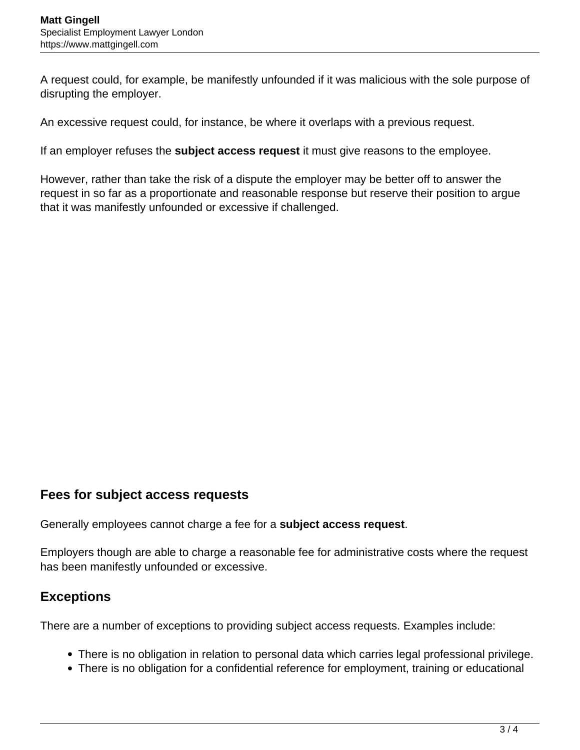A request could, for example, be manifestly unfounded if it was malicious with the sole purpose of disrupting the employer.

An excessive request could, for instance, be where it overlaps with a previous request.

If an employer refuses the **subject access request** it must give reasons to the employee.

However, rather than take the risk of a dispute the employer may be better off to answer the request in so far as a proportionate and reasonable response but reserve their position to argue that it was manifestly unfounded or excessive if challenged.

### Fees for subject access requests

Generally employees cannot charge a fee for a **subject access request**.

Employers though are able to charge a reasonable fee for administrative costs where the request has been manifestly unfounded or excessive.

### Exceptions

There are a number of exceptions to providing subject access requests. Examples include:

- There is no obligation in relation to personal data which carries legal professional privilege.
- There is no obligation for a confidential reference for employment, training or educational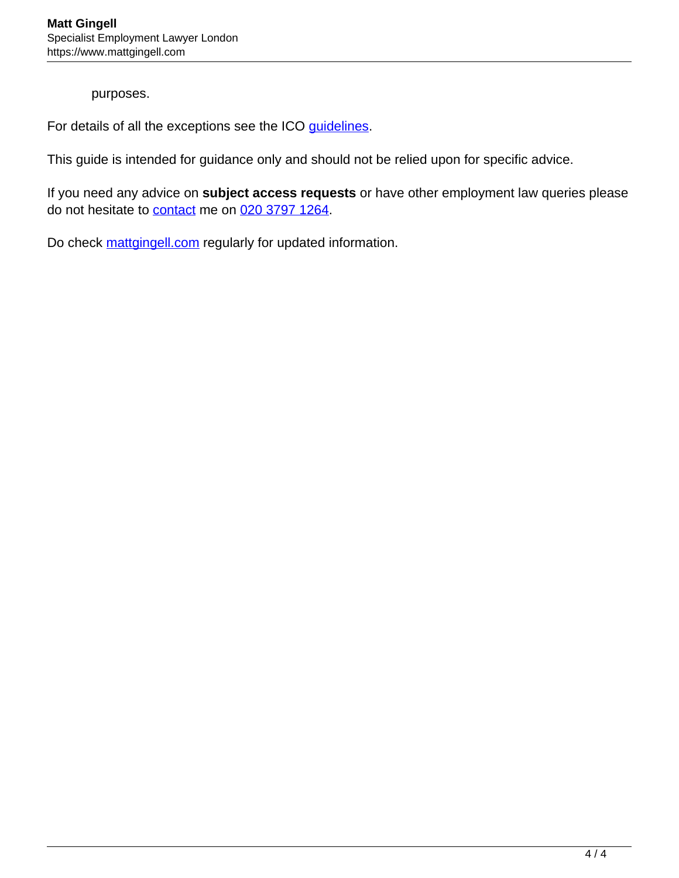purposes.

For details of all the exceptions see the ICO guidelines.

This guide is intended for guidance only and should not be relied upon for specific advice.

If you need any advice on **subject access requests** or have other employment law queries please do not hesitate to contact me on 020 3797 1264.

Do check mattgingell.com regularly for updated information.